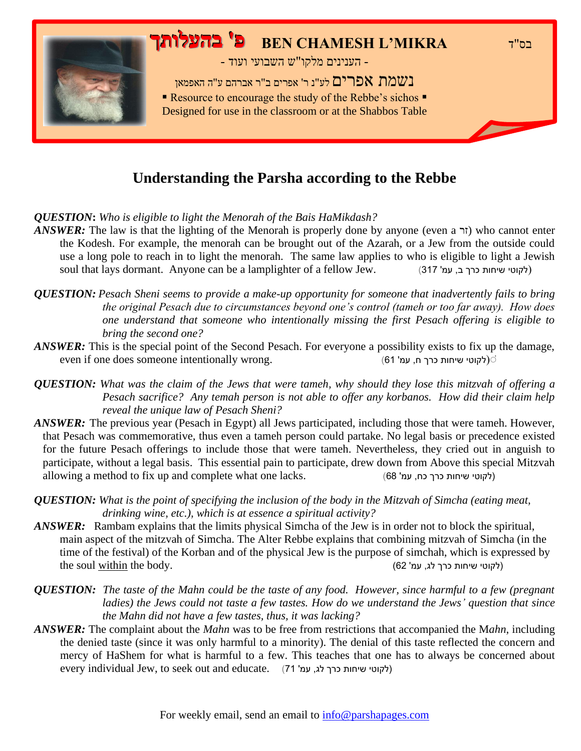פ' בהעלותך **BEN CHAMESH L'MIKRA** בס"ד

- הענינים מלקו"ש השבועי ועוד -

נשמת אפרים לע"נ ר' אפרים ב"ר אברהם ע"ה האפמאן

▪ Resource to encourage the study of the Rebbe's sichos ▪
Designed for use in the classroom or at the Shabbos Table

# Understanding the Parsha according to the Rebbe

***QUESTION*: *Who is eligible to light the Menorah of the Bais HaMikdash?***

***ANSWER:*** The law is that the lighting of the Menorah is properly done by anyone (even a זר) who cannot enter the Kodesh. For example, the menorah can be brought out of the Azarah, or a Jew from the outside could use a long pole to reach in to light the menorah. The same law applies to who is eligible to light a Jewish soul that lays dormant. Anyone can be a lamplighter of a fellow Jew. (לקוטי שיחות כרך ב, עמ' 317)

***QUESTION:*** *Pesach Sheni seems to provide a make-up opportunity for someone that inadvertently fails to bring the original Pesach due to circumstances beyond one's control (tameh or too far away). How does one understand that someone who intentionally missing the first Pesach offering is eligible to bring the second one?*

***ANSWER:*** This is the special point of the Second Pesach. For everyone a possibility exists to fix up the damage, even if one does someone intentionally wrong. (לקוטי שיחות כרך ח, עמ' 61)

***QUESTION:*** *What was the claim of the Jews that were tameh, why should they lose this mitzvah of offering a Pesach sacrifice? Any temah person is not able to offer any korbanos. How did their claim help reveal the unique law of Pesach Sheni?*

***ANSWER:*** The previous year (Pesach in Egypt) all Jews participated, including those that were tameh. However, that Pesach was commemorative, thus even a tameh person could partake. No legal basis or precedence existed for the future Pesach offerings to include those that were tameh. Nevertheless, they cried out in anguish to participate, without a legal basis. This essential pain to participate, drew down from Above this special Mitzvah allowing a method to fix up and complete what one lacks. (לקוטי שיחות כרך כח, עמ' 68)

***QUESTION:*** *What is the point of specifying the inclusion of the body in the Mitzvah of Simcha (eating meat, drinking wine, etc.), which is at essence a spiritual activity?*

***ANSWER:*** Rambam explains that the limits physical Simcha of the Jew is in order not to block the spiritual, main aspect of the mitzvah of Simcha. The Alter Rebbe explains that combining mitzvah of Simcha (in the time of the festival) of the Korban and of the physical Jew is the purpose of simchah, which is expressed by the soul <u>within</u> the body. (לקוטי שיחות כרך לג, עמ' 62)

***QUESTION:*** *The taste of the Mahn could be the taste of any food. However, since harmful to a few (pregnant ladies) the Jews could not taste a few tastes. How do we understand the Jews' question that since the Mahn did not have a few tastes, thus, it was lacking?*

***ANSWER:*** The complaint about the *Mahn* was to be free from restrictions that accompanied the M*ahn*, including the denied taste (since it was only harmful to a minority). The denial of this taste reflected the concern and mercy of HaShem for what is harmful to a few. This teaches that one has to always be concerned about every individual Jew, to seek out and educate. (לקוטי שיחות כרך לג, עמ' 71)

For weekly email, send an email to info@parshapages.com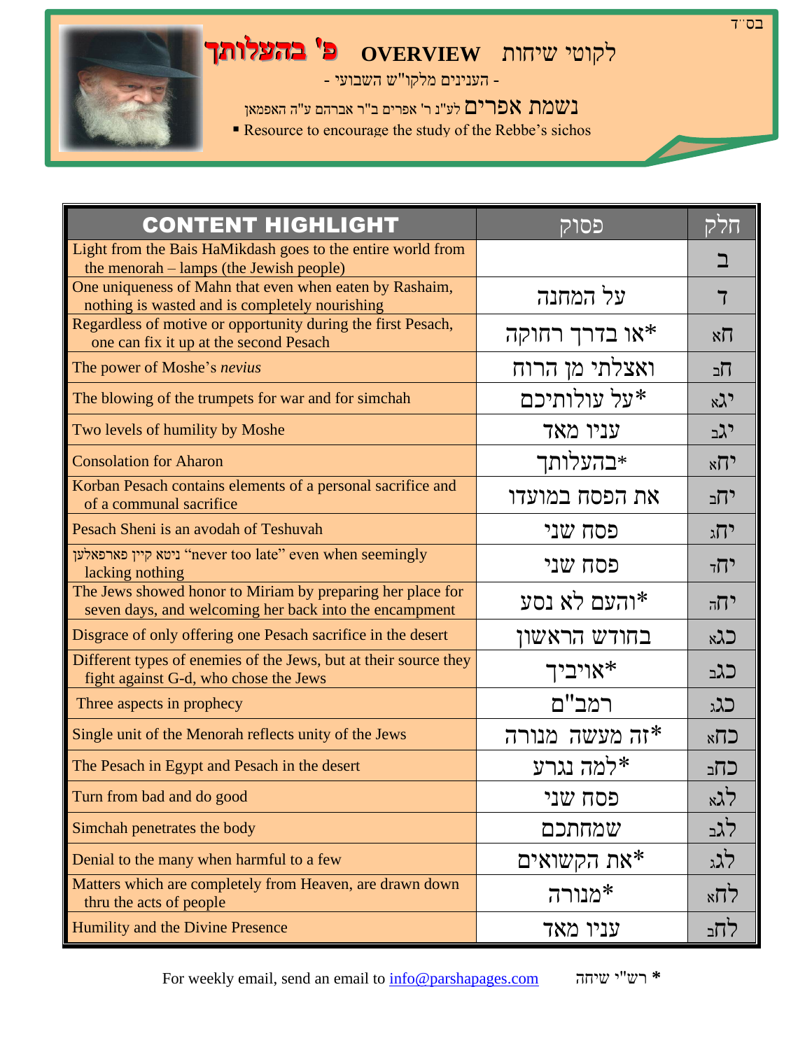בס"ד

# פ' בהעלותך OVERVIEW לקוטי שיחות

- הענינים מלקו"ש השבועי -

נשמת אפרים לע"נ ר' אפרים ב"ר אברהם ע"ה האפמאן

- Resource to encourage the study of the Rebbe's sichos

| CONTENT HIGHLIGHT | פסוק | חלק |
|---|---|---|
| Light from the Bais HaMikdash goes to the entire world from the menorah – lamps (the Jewish people) | | ב |
| One uniqueness of Mahn that even when eaten by Rashaim, nothing is wasted and is completely nourishing | על המחנה | ד |
| Regardless of motive or opportunity during the first Pesach, one can fix it up at the second Pesach | *או בדרך רחוקה | חא |
| The power of Moshe's *nevius* | ואצלתי מן הרוח | חב |
| The blowing of the trumpets for war and for simchah | *על עולותיכם | יגא |
| Two levels of humility by Moshe | עניו מאד | יגב |
| Consolation for Aharon | *בהעלותך | יחא |
| Korban Pesach contains elements of a personal sacrifice and of a communal sacrifice | את הפסח במועדו | יחב |
| Pesach Sheni is an avodah of Teshuvah | פסח שני | יחג |
| ניטא קיין פארפאלען "never too late" even when seemingly lacking nothing | פסח שני | יחד |
| The Jews showed honor to Miriam by preparing her place for seven days, and welcoming her back into the encampment | *והעם לא נסע | יחה |
| Disgrace of only offering one Pesach sacrifice in the desert | בחודש הראשון | כגא |
| Different types of enemies of the Jews, but at their source they fight against G-d, who chose the Jews | *אויביך | כגב |
| Three aspects in prophecy | רמב"ם | כגג |
| Single unit of the Menorah reflects unity of the Jews | *זה מעשה מנורה | כחא |
| The Pesach in Egypt and Pesach in the desert | *למה נגרע | כחב |
| Turn from bad and do good | פסח שני | לגא |
| Simchah penetrates the body | שמחתכם | לגב |
| Denial to the many when harmful to a few | *את הקשואים | לגג |
| Matters which are completely from Heaven, are drawn down thru the acts of people | *מנורה | לחא |
| Humility and the Divine Presence | עניו מאד | לחב |

For weekly email, send an email to info@parshapages.com * רש"י שיחה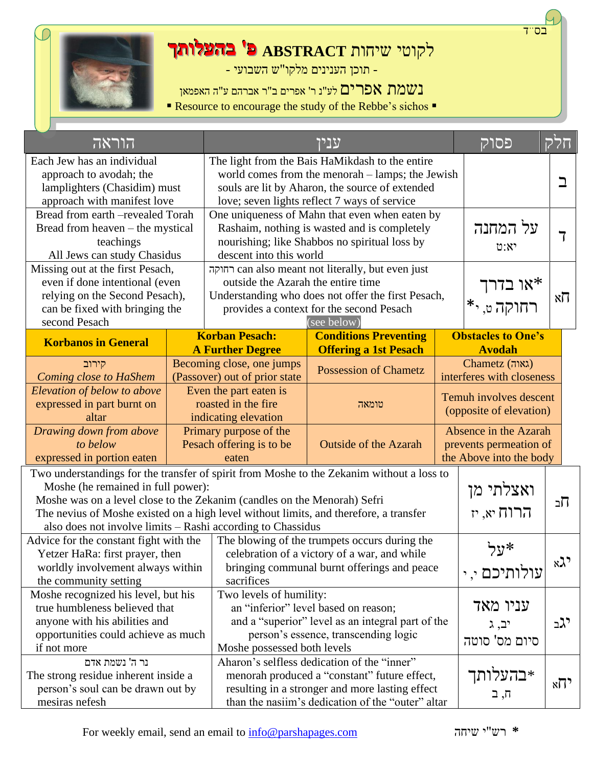בס"ד

# לקוטי שיחות ABSTRACT פ' בהעלותך

- תוכן הענינים מלקו"ש השבועי -

נשמת אפרים לע"נ ר' אפרים ב"ר אברהם ע"ה האפמאן

▪ Resource to encourage the study of the Rebbe's sichos ▪

| הוראה | ענין | פסוק | חלק |
|---|---|---|---|
| Each Jew has an individual approach to avodah; the lamplighters (Chasidim) must approach with manifest love | The light from the Bais HaMikdash to the entire world comes from the menorah – lamps; the Jewish souls are lit by Aharon, the source of extended love; seven lights reflect 7 ways of service | | ב |
| Bread from earth –revealed Torah Bread from heaven – the mystical teachings All Jews can study Chasidus | One uniqueness of Mahn that even when eaten by Rashaim, nothing is wasted and is completely nourishing; like Shabbos no spiritual loss by descent into this world | על המחנה יא:ט | ד |
| Missing out at the first Pesach, even if done intentional (even relying on the Second Pesach), can be fixed with bringing the second Pesach | רחוקה can also meant not literally, but even just outside the Azarah the entire time Understanding who does not offer the first Pesach, provides a context for the second Pesach (see below) | *או בדרך רחוקה ט, י* | חא |

| Korbanos in General | Korban Pesach: A Further Degree | Conditions Preventing Offering a 1st Pesach | Obstacles to One's Avodah |
|---|---|---|---|
| קירוב *Coming close to HaShem* | Becoming close, one jumps (Passover) out of prior state | Possession of Chametz | Chametz (גאוה) interferes with closeness |
| *Elevation of below to above* expressed in part burnt on altar | Even the part eaten is roasted in the fire indicating elevation | טומאה | Temuh involves descent (opposite of elevation) |
| *Drawing down from above to below* expressed in portion eaten | Primary purpose of the Pesach offering is to be eaten | Outside of the Azarah | Absence in the Azarah prevents permeation of the Above into the body |

| ענין | פסוק | חלק |
|---|---|---|
| Two understandings for the transfer of spirit from Moshe to the Zekanim without a loss to Moshe (he remained in full power): Moshe was on a level close to the Zekanim (candles on the Menorah) Sefri The nevius of Moshe existed on a high level without limits, and therefore, a transfer also does not involve limits – Rashi according to Chassidus | ואצלתי מן הרוח יא, יז | חב |

| הוראה | ענין | פסוק | חלק |
|---|---|---|---|
| Advice for the constant fight with the Yetzer HaRa: first prayer, then worldly involvement always within the community setting | The blowing of the trumpets occurs during the celebration of a victory of a war, and while bringing communal burnt offerings and peace sacrifices | *על עולתיכם י, י | יגא |
| Moshe recognized his level, but his true humbleness believed that anyone with his abilities and opportunities could achieve as much if not more | Two levels of humility: an "inferior" level based on reason; and a "superior" level as an integral part of the person's essence, transcending logic Moshe possessed both levels | עניו מאד יב, ג סיום מס' סוטה | יגב |
| נר ה' נשמת אדם The strong residue inherent inside a person's soul can be drawn out by mesiras nefesh | Aharon's selfless dedication of the "inner" menorah produced a "constant" future effect, resulting in a stronger and more lasting effect than the nasiim's dedication of the "outer" altar | *בהעלותך ח, ב | יחא |

For weekly email, send an email to info@parshapages.com

* רש"י שיחה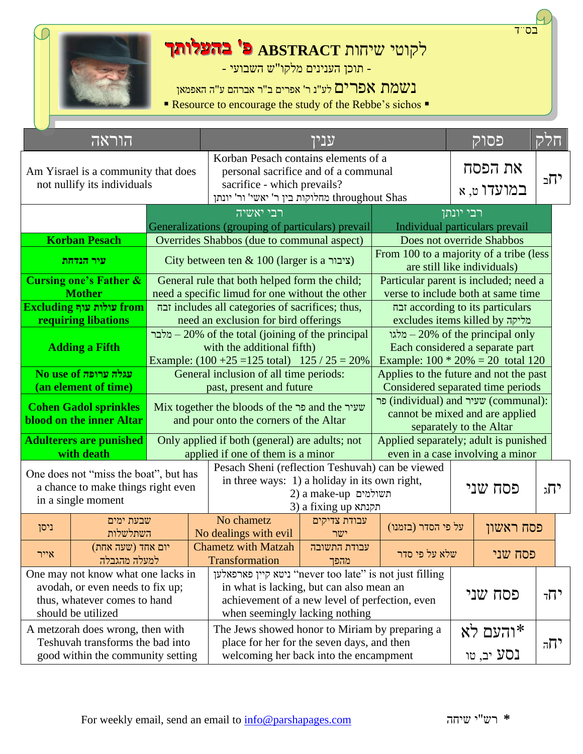בס"ד

# לקוטי שיחות ABSTRACT פ' בהעלותך

- תוכן הענינים מלקו"ש השבועי -

נשמת אפרים לע"נ ר' אפרים ב"ר אברהם ע"ה האפמאן

▪ Resource to encourage the study of the Rebbe's sichos ▪

| חלק | פסוק | ענין | הוראה |
|---|---|---|---|
| יחב | את הפסח במועדו ט, א | Korban Pesach contains elements of a personal sacrifice and of a communal sacrifice - which prevails? מחלוקות בין ר' יאשי' ור' יונתן throughout Shas | Am Yisrael is a community that does not nullify its individuals |

| | רבי יאשיה<br>Generalizations (grouping of particulars) prevail | רבי יונתן<br>Individual particulars prevail |
|---|---|---|
| **Korban Pesach** | Overrides Shabbos (due to communal aspect) | Does not override Shabbos |
| **עיר הנדחת** | City between ten & 100 (larger is a ציבור) | From 100 to a majority of a tribe (less are still like individuals) |
| **Cursing one's Father & Mother** | General rule that both helped form the child; need a specific limud for one without the other | Particular parent is included; need a verse to include both at same time |
| **Excluding עולות עוף from requiring libations** | זבח includes all categories of sacrifices; thus, need an exclusion for bird offerings | זבח according to its particulars excludes items killed by מליקה |
| **Adding a Fifth** | מלבר – 20% of the total (joining of the principal with the additional fifth)<br>Example: (100 +25 =125 total) 125 / 25 = 20% | מלגו – 20% of the principal only<br>Each considered a separate part<br>Example: 100 * 20% = 20 total 120 |
| **No use of עגלה ערופה (an element of time)** | General inclusion of all time periods: past, present and future | Applies to the future and not the past<br>Considered separated time periods |
| **Cohen Gadol sprinkles blood on the inner Altar** | Mix together the bloods of the פר and the שעיר and pour onto the corners of the Altar | פר (individual) and שעיר (communal): cannot be mixed and are applied separately to the Altar |
| **Adulterers are punished with death** | Only applied if both (general) are adults; not applied if one of them is a minor | Applied separately; adult is punished even in a case involving a minor |

| חלק | פסוק | ענין | הוראה |
|---|---|---|---|
| יחג | פסח שני | Pesach Sheni (reflection Teshuvah) can be viewed in three ways: 1) a holiday in its own right, 2) a make-up תשולמים 3) a fixing up תקנתא | One does not "miss the boat", but has a chance to make things right even in a single moment |

| | | | | |
|---|---|---|---|---|
| פסח ראשון | על פי הסדר (בזמנו) | עבודת צדיקים ישר | No chametz<br>No dealings with evil | שבעת ימים השתלשלות | ניסן |
| פסח שני | שלא על פי סדר | עבודת התשובה מהפך | Chametz with Matzah<br>Transformation | יום אחד (שעה אחת) למעלה מהגבלה | אייר |

| חלק | פסוק | ענין | הוראה |
|---|---|---|---|
| יחד | פסח שני | ניטא קיין פארפאלען "never too late" is not just filling in what is lacking, but can also mean an achievement of a new level of perfection, even when seemingly lacking nothing | One may not know what one lacks in avodah, or even needs to fix up; thus, whatever comes to hand should be utilized |
| יחה | *והעם לא נסע יב, טו | The Jews showed honor to Miriam by preparing a place for her for the seven days, and then welcoming her back into the encampment | A metzorah does wrong, then with Teshuvah transforms the bad into good within the community setting |

For weekly email, send an email to info@parshapages.com

* רש"י שיחה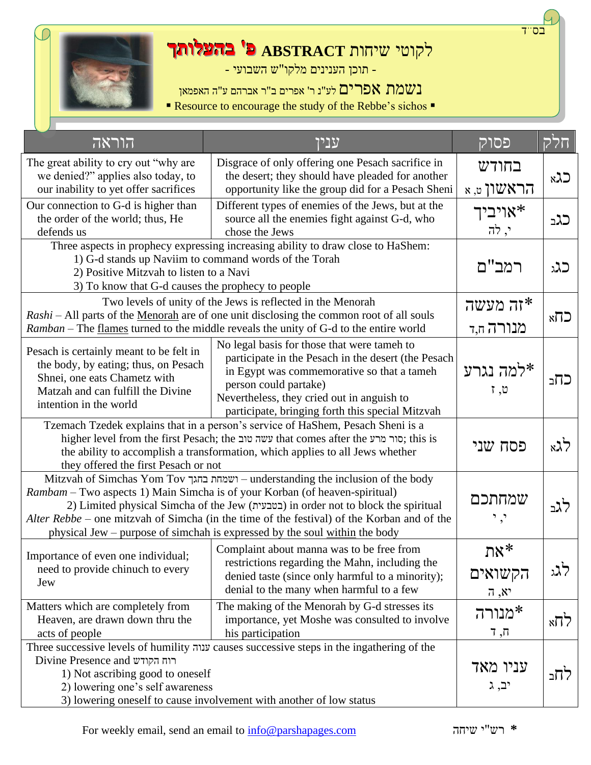בס"ד

# לקוטי שיחות ABSTRACT פ' בהעלותך

- תוכן הענינים מלקו"ש השבועי -

נשמת אפרים לע"נ ר' אפרים ב"ר אברהם ע"ה האפמאן

▪ Resource to encourage the study of the Rebbe's sichos ▪

| חלק | פסוק | ענין | הוראה |
|---|---|---|---|
| כגא | בחודש הראשון ט, א | Disgrace of only offering one Pesach sacrifice in the desert; they should have pleaded for another opportunity like the group did for a Pesach Sheni | The great ability to cry out "why are we denied?" applies also today, to our inability to yet offer sacrifices |
| כגב | *אויביך י, לה | Different types of enemies of the Jews, but at the source all the enemies fight against G-d, who chose the Jews | Our connection to G-d is higher than the order of the world; thus, He defends us |
| כגג | רמב"ם | Three aspects in prophecy expressing increasing ability to draw close to HaShem: 1) G-d stands up Naviim to command words of the Torah 2) Positive Mitzvah to listen to a Navi 3) To know that G-d causes the prophecy to people | |
| כחא | *זה מעשה מנורה ח, ד | Two levels of unity of the Jews is reflected in the Menorah *Rashi* – All parts of the Menorah are of one unit disclosing the common root of all souls *Ramban* – The flames turned to the middle reveals the unity of G-d to the entire world | |
| כחב | *למה נגרע ט, ז | No legal basis for those that were tameh to participate in the Pesach in the desert (the Pesach in Egypt was commemorative so that a tameh person could partake) Nevertheless, they cried out in anguish to participate, bringing forth this special Mitzvah | Pesach is certainly meant to be felt in the body, by eating; thus, on Pesach Shnei, one eats Chametz with Matzah and can fulfill the Divine intention in the world |
| לגא | פסח שני | Tzemach Tzedek explains that in a person's service of HaShem, Pesach Sheni is a higher level from the first Pesach; the עשה טוב that comes after the סור מרע; this is the ability to accomplish a transformation, which applies to all Jews whether they offered the first Pesach or not | |
| לגב | שמחתכם י, י | Mitzvah of Simchas Yom Tov ושמחת בחגך – understanding the inclusion of the body *Rambam* – Two aspects 1) Main Simcha is of your Korban (of heaven-spiritual) 2) Limited physical Simcha of the Jew (בטבעית) in order not to block the spiritual *Alter Rebbe* – one mitzvah of Simcha (in the time of the festival) of the Korban and of the physical Jew – purpose of simchah is expressed by the soul within the body | |
| לגג | *את הקשואים יא, ה | Complaint about manna was to be free from restrictions regarding the Mahn, including the denied taste (since only harmful to a minority); denial to the many when harmful to a few | Importance of even one individual; need to provide chinuch to every Jew |
| לחא | *מנורה ח, ד | The making of the Menorah by G-d stresses its importance, yet Moshe was consulted to involve his participation | Matters which are completely from Heaven, are drawn down thru the acts of people |
| לחב | עניו מאד יב, ג | Three successive levels of humility ענוה causes successive steps in the ingathering of the Divine Presence and רוח הקודש 1) Not ascribing good to oneself 2) lowering one's self awareness 3) lowering oneself to cause involvement with another of low status | |

For weekly email, send an email to info@parshapages.com

* רש"י שיחה